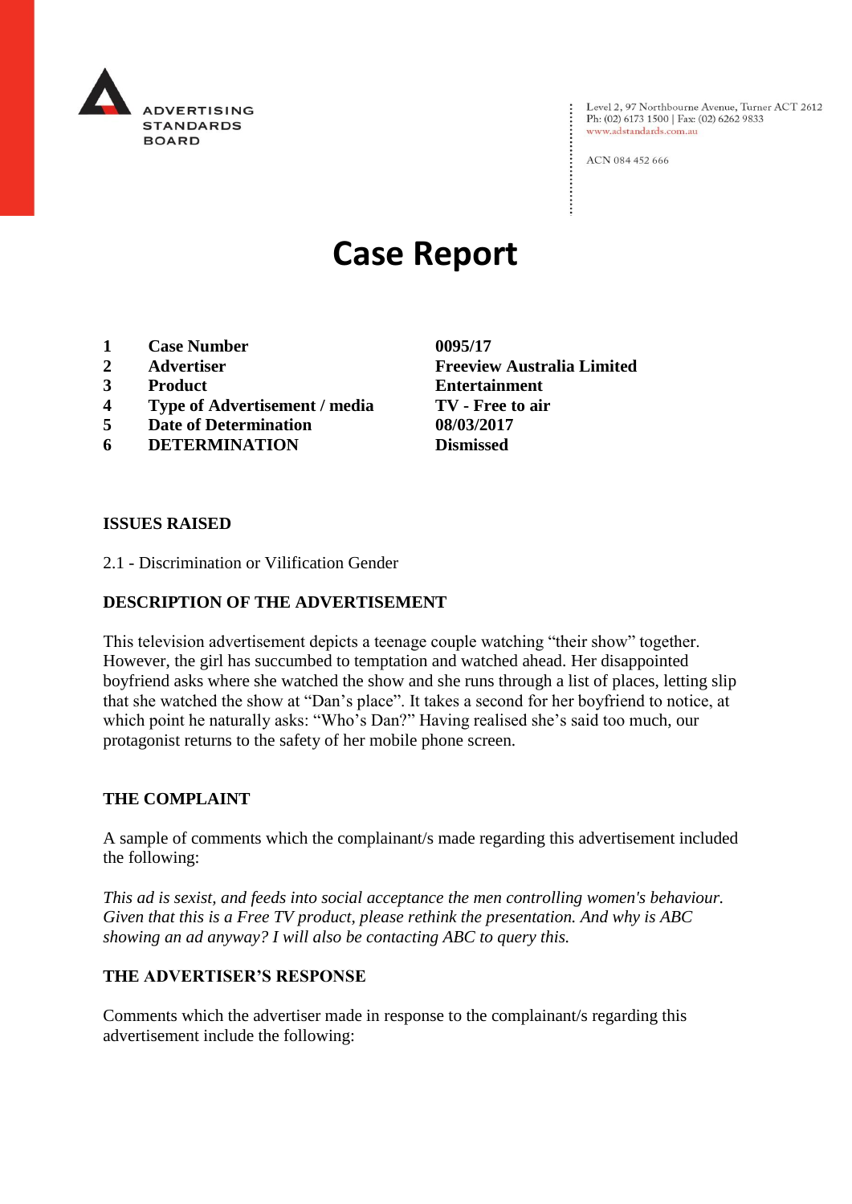ADVERTISING STANDARDS BOARD

Level 2, 97 Northbourne Avenue, Turner ACT 2612
Ph: (02) 6173 1500 | Fax: (02) 6262 9833
www.adstandards.com.au

ACN 084 452 666

# Case Report

| | | |
|---|---|---|
| **1** | **Case Number** | **0095/17** |
| **2** | **Advertiser** | **Freeview Australia Limited** |
| **3** | **Product** | **Entertainment** |
| **4** | **Type of Advertisement / media** | **TV - Free to air** |
| **5** | **Date of Determination** | **08/03/2017** |
| **6** | **DETERMINATION** | **Dismissed** |

**ISSUES RAISED**

2.1 - Discrimination or Vilification Gender

**DESCRIPTION OF THE ADVERTISEMENT**

This television advertisement depicts a teenage couple watching "their show" together. However, the girl has succumbed to temptation and watched ahead. Her disappointed boyfriend asks where she watched the show and she runs through a list of places, letting slip that she watched the show at "Dan's place". It takes a second for her boyfriend to notice, at which point he naturally asks: "Who's Dan?" Having realised she's said too much, our protagonist returns to the safety of her mobile phone screen.

**THE COMPLAINT**

A sample of comments which the complainant/s made regarding this advertisement included the following:

*This ad is sexist, and feeds into social acceptance the men controlling women's behaviour. Given that this is a Free TV product, please rethink the presentation. And why is ABC showing an ad anyway? I will also be contacting ABC to query this.*

**THE ADVERTISER'S RESPONSE**

Comments which the advertiser made in response to the complainant/s regarding this advertisement include the following: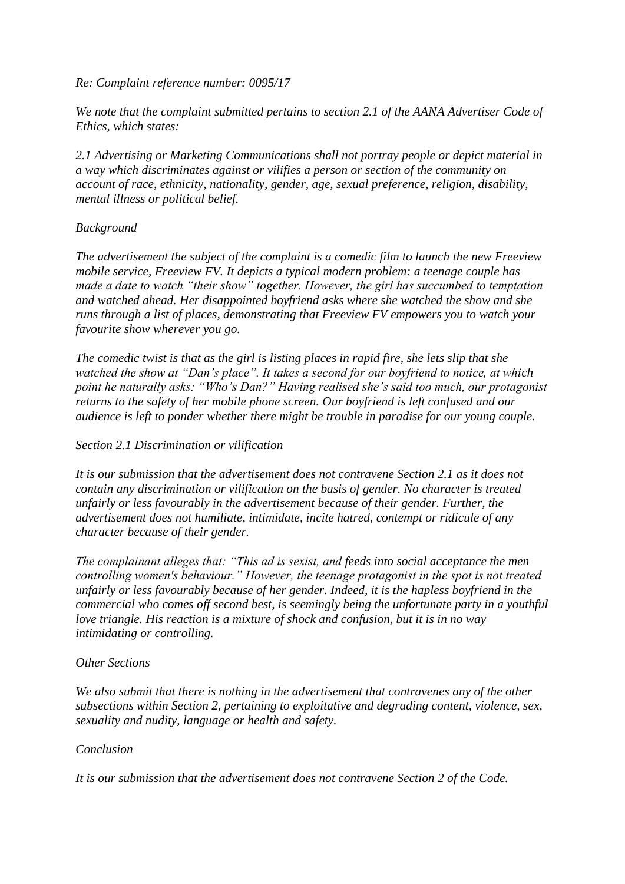*Re: Complaint reference number: 0095/17*

*We note that the complaint submitted pertains to section 2.1 of the AANA Advertiser Code of Ethics, which states:*

*2.1 Advertising or Marketing Communications shall not portray people or depict material in a way which discriminates against or vilifies a person or section of the community on account of race, ethnicity, nationality, gender, age, sexual preference, religion, disability, mental illness or political belief.*

*Background*

*The advertisement the subject of the complaint is a comedic film to launch the new Freeview mobile service, Freeview FV. It depicts a typical modern problem: a teenage couple has made a date to watch "their show" together. However, the girl has succumbed to temptation and watched ahead. Her disappointed boyfriend asks where she watched the show and she runs through a list of places, demonstrating that Freeview FV empowers you to watch your favourite show wherever you go.*

*The comedic twist is that as the girl is listing places in rapid fire, she lets slip that she watched the show at "Dan's place". It takes a second for our boyfriend to notice, at which point he naturally asks: "Who's Dan?" Having realised she's said too much, our protagonist returns to the safety of her mobile phone screen. Our boyfriend is left confused and our audience is left to ponder whether there might be trouble in paradise for our young couple.*

*Section 2.1 Discrimination or vilification*

*It is our submission that the advertisement does not contravene Section 2.1 as it does not contain any discrimination or vilification on the basis of gender. No character is treated unfairly or less favourably in the advertisement because of their gender. Further, the advertisement does not humiliate, intimidate, incite hatred, contempt or ridicule of any character because of their gender.*

*The complainant alleges that: "This ad is sexist, and feeds into social acceptance the men controlling women's behaviour." However, the teenage protagonist in the spot is not treated unfairly or less favourably because of her gender. Indeed, it is the hapless boyfriend in the commercial who comes off second best, is seemingly being the unfortunate party in a youthful love triangle. His reaction is a mixture of shock and confusion, but it is in no way intimidating or controlling.*

*Other Sections*

*We also submit that there is nothing in the advertisement that contravenes any of the other subsections within Section 2, pertaining to exploitative and degrading content, violence, sex, sexuality and nudity, language or health and safety.*

*Conclusion*

*It is our submission that the advertisement does not contravene Section 2 of the Code.*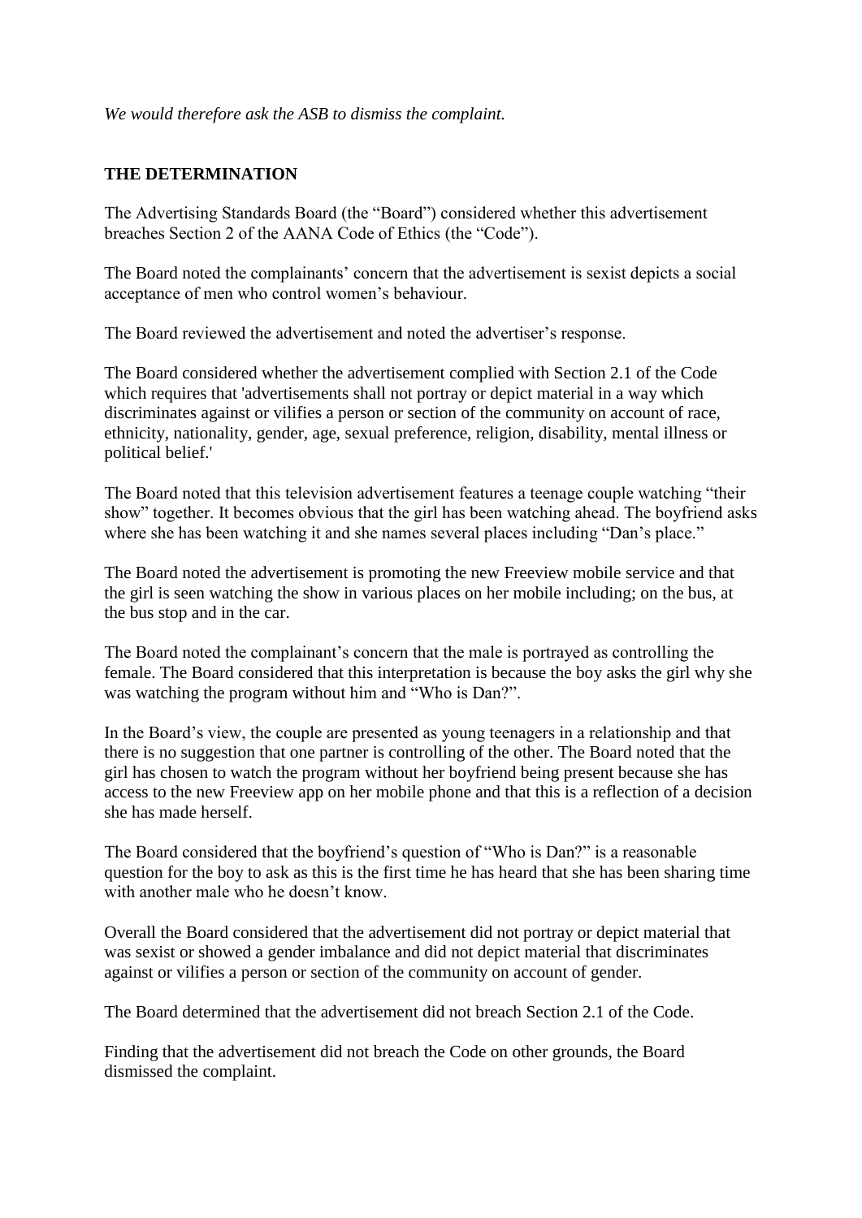*We would therefore ask the ASB to dismiss the complaint.*

**THE DETERMINATION**

The Advertising Standards Board (the "Board") considered whether this advertisement breaches Section 2 of the AANA Code of Ethics (the "Code").

The Board noted the complainants' concern that the advertisement is sexist depicts a social acceptance of men who control women's behaviour.

The Board reviewed the advertisement and noted the advertiser's response.

The Board considered whether the advertisement complied with Section 2.1 of the Code which requires that 'advertisements shall not portray or depict material in a way which discriminates against or vilifies a person or section of the community on account of race, ethnicity, nationality, gender, age, sexual preference, religion, disability, mental illness or political belief.'

The Board noted that this television advertisement features a teenage couple watching "their show" together. It becomes obvious that the girl has been watching ahead. The boyfriend asks where she has been watching it and she names several places including "Dan's place."

The Board noted the advertisement is promoting the new Freeview mobile service and that the girl is seen watching the show in various places on her mobile including; on the bus, at the bus stop and in the car.

The Board noted the complainant's concern that the male is portrayed as controlling the female. The Board considered that this interpretation is because the boy asks the girl why she was watching the program without him and "Who is Dan?".

In the Board's view, the couple are presented as young teenagers in a relationship and that there is no suggestion that one partner is controlling of the other. The Board noted that the girl has chosen to watch the program without her boyfriend being present because she has access to the new Freeview app on her mobile phone and that this is a reflection of a decision she has made herself.

The Board considered that the boyfriend's question of "Who is Dan?" is a reasonable question for the boy to ask as this is the first time he has heard that she has been sharing time with another male who he doesn't know.

Overall the Board considered that the advertisement did not portray or depict material that was sexist or showed a gender imbalance and did not depict material that discriminates against or vilifies a person or section of the community on account of gender.

The Board determined that the advertisement did not breach Section 2.1 of the Code.

Finding that the advertisement did not breach the Code on other grounds, the Board dismissed the complaint.